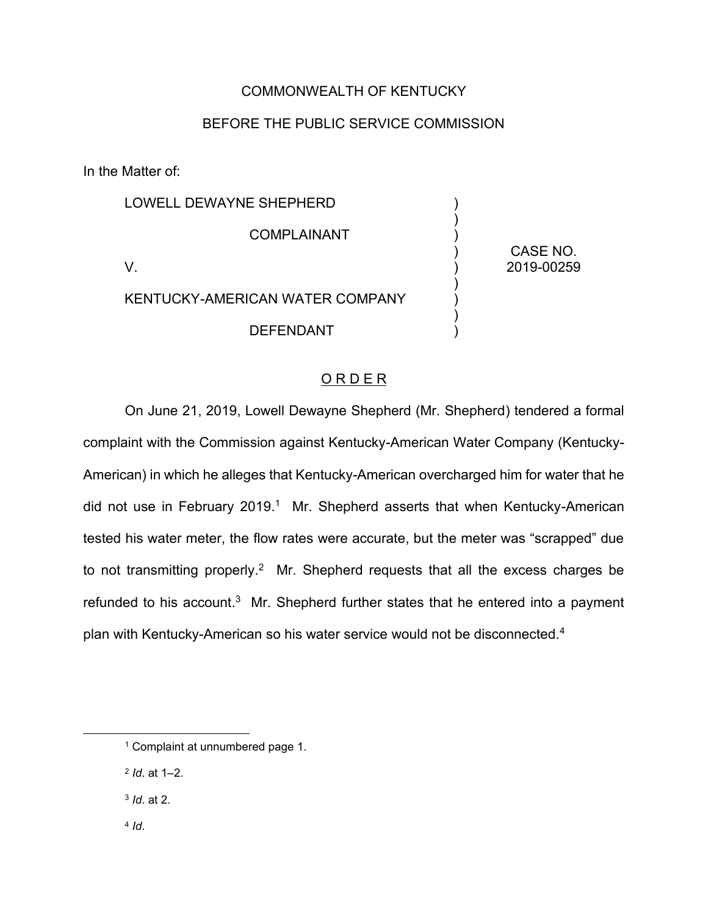COMMONWEALTH OF KENTUCKY

BEFORE THE PUBLIC SERVICE COMMISSION

In the Matter of:

| | | |
|---|---|---|
| LOWELL DEWAYNE SHEPHERD<br><br>COMPLAINANT<br><br>V.<br><br>KENTUCKY-AMERICAN WATER COMPANY<br><br>DEFENDANT | ) | CASE NO.<br>2019-00259 |

## O R D E R

On June 21, 2019, Lowell Dewayne Shepherd (Mr. Shepherd) tendered a formal complaint with the Commission against Kentucky-American Water Company (Kentucky-American) in which he alleges that Kentucky-American overcharged him for water that he did not use in February 2019.[1] Mr. Shepherd asserts that when Kentucky-American tested his water meter, the flow rates were accurate, but the meter was "scrapped" due to not transmitting properly.[2] Mr. Shepherd requests that all the excess charges be refunded to his account.[3] Mr. Shepherd further states that he entered into a payment plan with Kentucky-American so his water service would not be disconnected.[4]

---

[1] Complaint at unnumbered page 1.

[2] *Id*. at 1–2.

[3] *Id*. at 2.

[4] *Id*.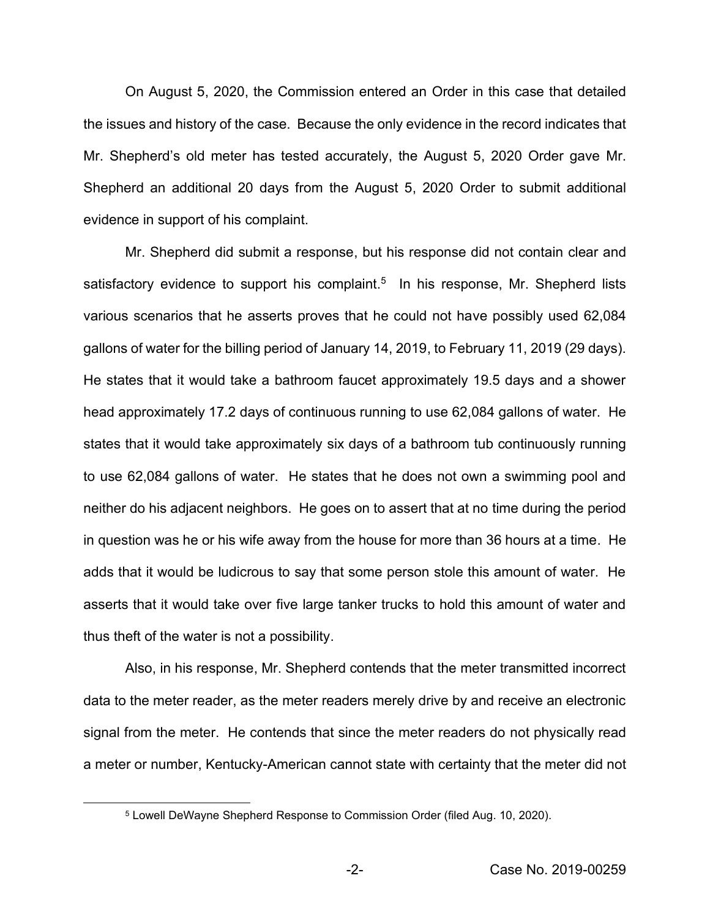On August 5, 2020, the Commission entered an Order in this case that detailed the issues and history of the case. Because the only evidence in the record indicates that Mr. Shepherd's old meter has tested accurately, the August 5, 2020 Order gave Mr. Shepherd an additional 20 days from the August 5, 2020 Order to submit additional evidence in support of his complaint.

Mr. Shepherd did submit a response, but his response did not contain clear and satisfactory evidence to support his complaint.[5] In his response, Mr. Shepherd lists various scenarios that he asserts proves that he could not have possibly used 62,084 gallons of water for the billing period of January 14, 2019, to February 11, 2019 (29 days). He states that it would take a bathroom faucet approximately 19.5 days and a shower head approximately 17.2 days of continuous running to use 62,084 gallons of water. He states that it would take approximately six days of a bathroom tub continuously running to use 62,084 gallons of water. He states that he does not own a swimming pool and neither do his adjacent neighbors. He goes on to assert that at no time during the period in question was he or his wife away from the house for more than 36 hours at a time. He adds that it would be ludicrous to say that some person stole this amount of water. He asserts that it would take over five large tanker trucks to hold this amount of water and thus theft of the water is not a possibility.

Also, in his response, Mr. Shepherd contends that the meter transmitted incorrect data to the meter reader, as the meter readers merely drive by and receive an electronic signal from the meter. He contends that since the meter readers do not physically read a meter or number, Kentucky-American cannot state with certainty that the meter did not

[5] Lowell DeWayne Shepherd Response to Commission Order (filed Aug. 10, 2020).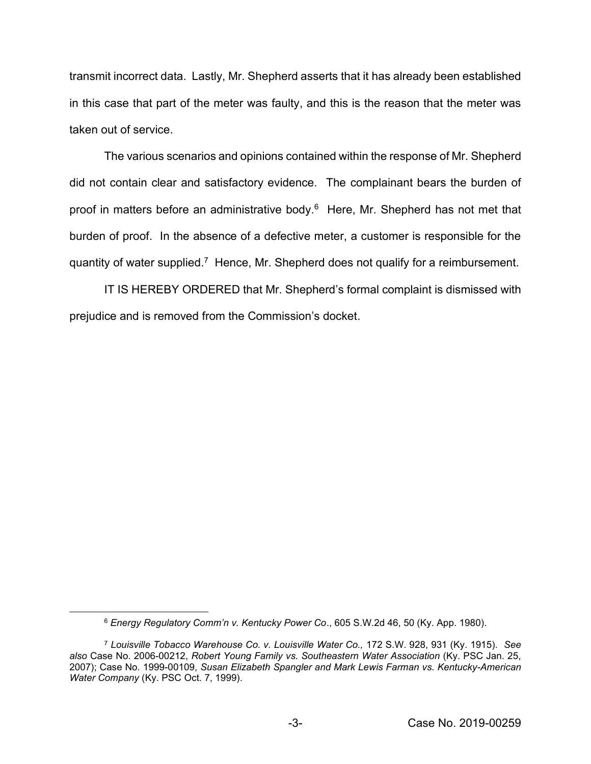transmit incorrect data. Lastly, Mr. Shepherd asserts that it has already been established in this case that part of the meter was faulty, and this is the reason that the meter was taken out of service.

The various scenarios and opinions contained within the response of Mr. Shepherd did not contain clear and satisfactory evidence. The complainant bears the burden of proof in matters before an administrative body.[6] Here, Mr. Shepherd has not met that burden of proof. In the absence of a defective meter, a customer is responsible for the quantity of water supplied.[7] Hence, Mr. Shepherd does not qualify for a reimbursement.

IT IS HEREBY ORDERED that Mr. Shepherd's formal complaint is dismissed with prejudice and is removed from the Commission's docket.

---

[6] *Energy Regulatory Comm'n v. Kentucky Power Co*., 605 S.W.2d 46, 50 (Ky. App. 1980).

[7] *Louisville Tobacco Warehouse Co. v. Louisville Water Co.,* 172 S.W. 928, 931 (Ky. 1915). *See also* Case No. 2006-00212, *Robert Young Family vs. Southeastern Water Association* (Ky. PSC Jan. 25, 2007); Case No. 1999-00109, *Susan Elizabeth Spangler and Mark Lewis Farman vs. Kentucky-American Water Company* (Ky. PSC Oct. 7, 1999).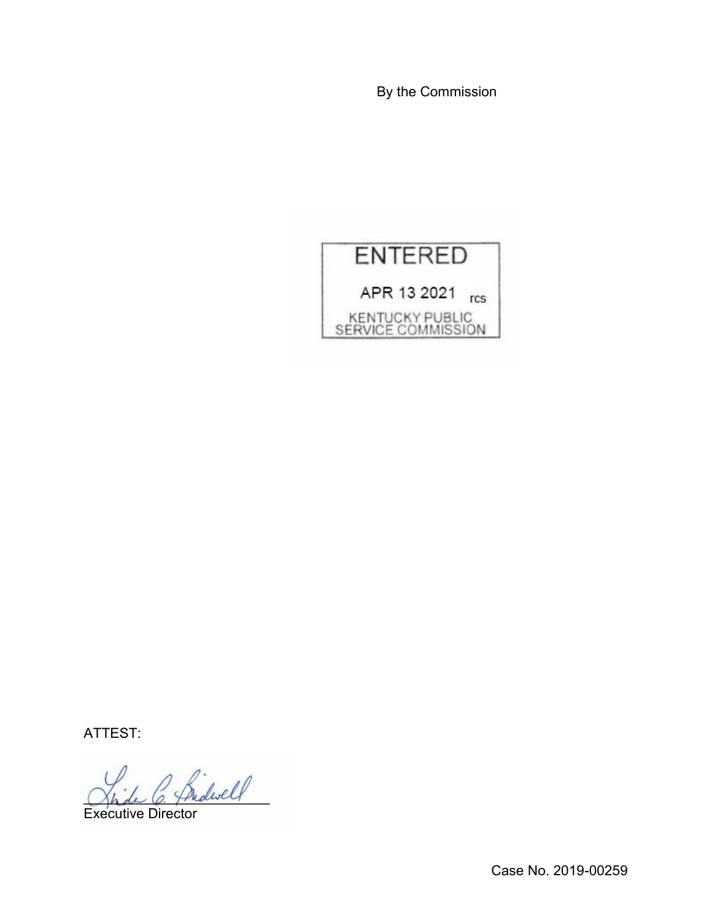By the Commission

ENTERED

APR 13 2021 rcs

KENTUCKY PUBLIC SERVICE COMMISSION

ATTEST:

Executive Director

Case No. 2019-00259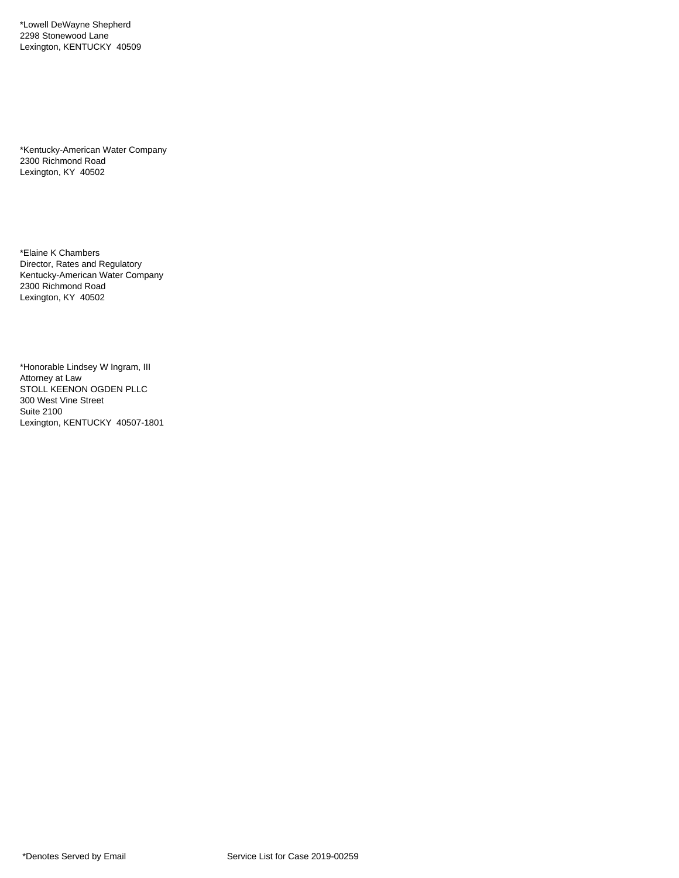*Lowell DeWayne Shepherd
2298 Stonewood Lane
Lexington, KENTUCKY  40509

*Kentucky-American Water Company
2300 Richmond Road
Lexington, KY  40502

*Elaine K Chambers
Director, Rates and Regulatory
Kentucky-American Water Company
2300 Richmond Road
Lexington, KY  40502

*Honorable Lindsey W Ingram, III
Attorney at Law
STOLL KEENON OGDEN PLLC
300 West Vine Street
Suite 2100
Lexington, KENTUCKY  40507-1801

*Denotes Served by Email

Service List for Case 2019-00259